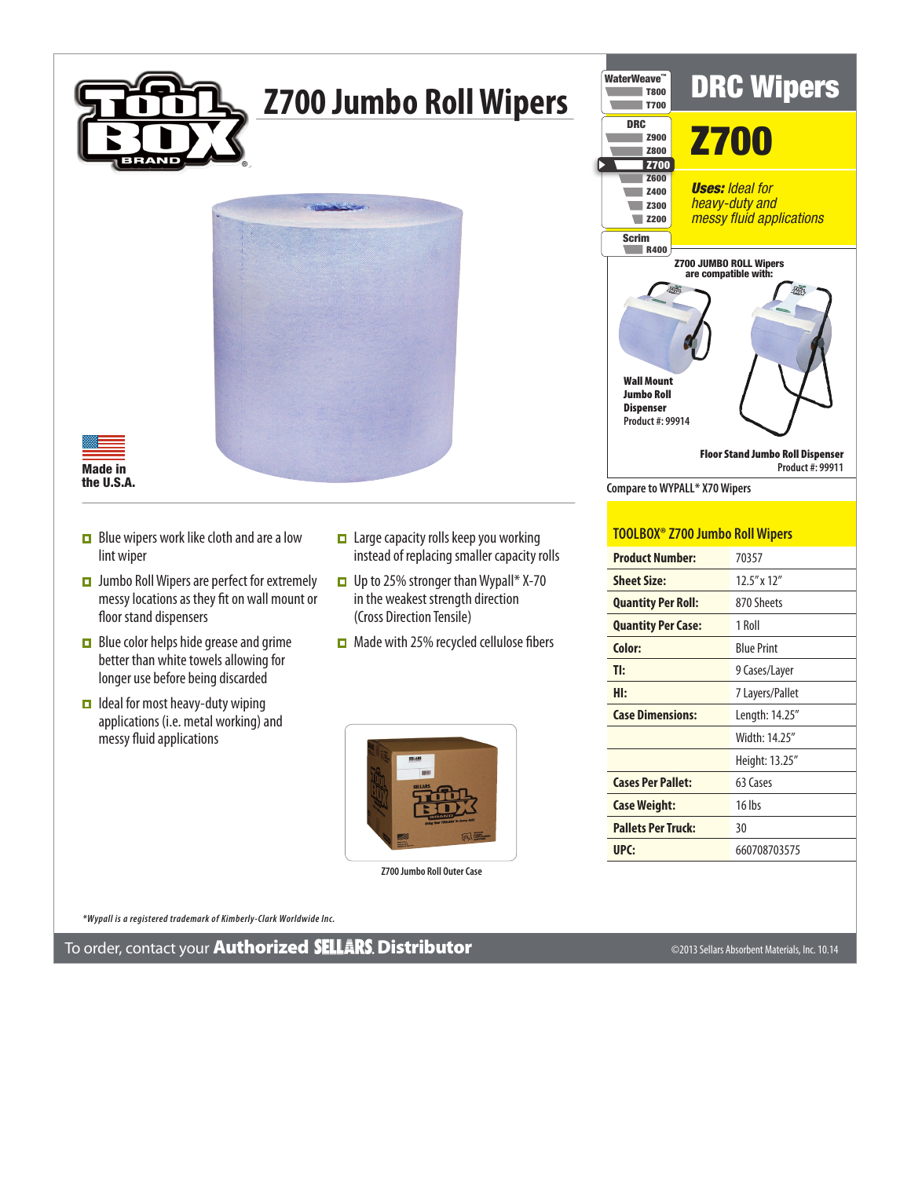# Z700 Jumbo Roll Wipers

Made in the U.S.A.

- Blue wipers work like cloth and are a low lint wiper
- Jumbo Roll Wipers are perfect for extremely messy locations as they fit on wall mount or floor stand dispensers
- Blue color helps hide grease and grime better than white towels allowing for longer use before being discarded
- Ideal for most heavy-duty wiping applications (i.e. metal working) and messy fluid applications
- Large capacity rolls keep you working instead of replacing smaller capacity rolls
- Up to 25% stronger than Wypall* X-70 in the weakest strength direction (Cross Direction Tensile)
- Made with 25% recycled cellulose fibers

Z700 Jumbo Roll Outer Case

## DRC Wipers

WaterWeave™: T800, T700
DRC: Z900, Z800, **Z700**, Z600, Z400, Z300, Z200
Scrim: R400

## Z700

***Uses:*** *Ideal for heavy-duty and messy fluid applications*

Z700 JUMBO ROLL Wipers are compatible with:

**Wall Mount Jumbo Roll Dispenser**
Product #: 99914

**Floor Stand Jumbo Roll Dispenser**
Product #: 99911

Compare to WYPALL* X70 Wipers

### TOOLBOX® Z700 Jumbo Roll Wipers

| | |
|---|---|
| **Product Number:** | 70357 |
| **Sheet Size:** | 12.5" x 12" |
| **Quantity Per Roll:** | 870 Sheets |
| **Quantity Per Case:** | 1 Roll |
| **Color:** | Blue Print |
| **TI:** | 9 Cases/Layer |
| **HI:** | 7 Layers/Pallet |
| **Case Dimensions:** | Length: 14.25" |
| | Width: 14.25" |
| | Height: 13.25" |
| **Cases Per Pallet:** | 63 Cases |
| **Case Weight:** | 16 lbs |
| **Pallets Per Truck:** | 30 |
| **UPC:** | 660708703575 |

*\*Wypall is a registered trademark of Kimberly-Clark Worldwide Inc.*

To order, contact your **Authorized SELLARS Distributor**

©2013 Sellars Absorbent Materials, Inc. 10.14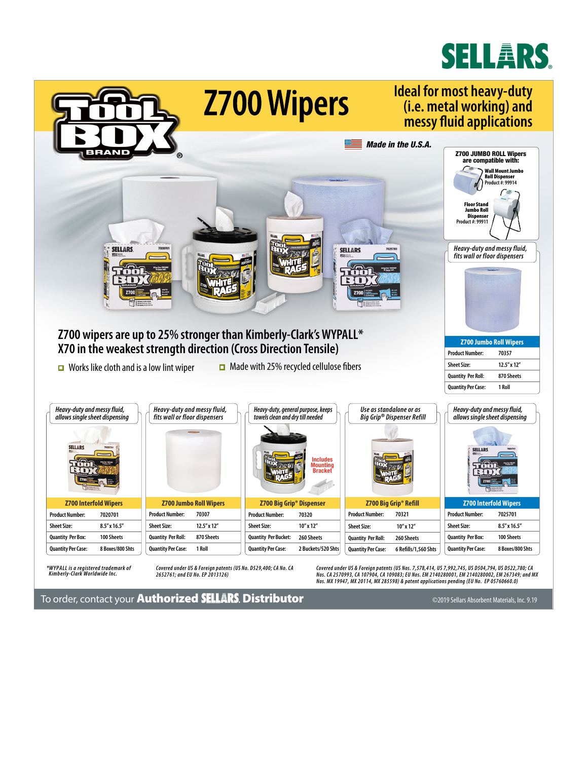SELLARS

# Z700 Wipers

**Ideal for most heavy-duty (i.e. metal working) and messy fluid applications**

*Made in the U.S.A.*

**Z700 JUMBO ROLL Wipers are compatible with:**

- Wall Mount Jumbo Roll Dispenser Product #: 99914
- Floor Stand Jumbo Roll Dispenser Product #: 99911

## Z700 wipers are up to 25% stronger than Kimberly-Clark's WYPALL* X70 in the weakest strength direction (Cross Direction Tensile)

- Works like cloth and is a low lint wiper
- Made with 25% recycled cellulose fibers

*Heavy-duty and messy fluid, fits wall or floor dispensers*

| Z700 Jumbo Roll Wipers | |
|---|---|
| Product Number: | 70357 |
| Sheet Size: | 12.5" x 12" |
| Quantity Per Roll: | 870 Sheets |
| Quantity Per Case: | 1 Roll |

*Heavy-duty and messy fluid, allows single sheet dispensing*

| Z700 Interfold Wipers | |
|---|---|
| Product Number: | 7020701 |
| Sheet Size: | 8.5" x 16.5" |
| Quantity Per Box: | 100 Sheets |
| Quantity Per Case: | 8 Boxes/800 Shts |

*Heavy-duty and messy fluid, fits wall or floor dispensers*

| Z700 Jumbo Roll Wipers | |
|---|---|
| Product Number: | 70307 |
| Sheet Size: | 12.5" x 12" |
| Quantity Per Roll: | 870 Sheets |
| Quantity Per Case: | 1 Roll |

*Heavy-duty, general purpose, keeps towels clean and dry till needed*

Includes Mounting Bracket

| Z700 Big Grip® Dispenser | |
|---|---|
| Product Number: | 70320 |
| Sheet Size: | 10" x 12" |
| Quantity Per Bucket: | 260 Sheets |
| Quantity Per Case: | 2 Buckets/520 Shts |

*Use as standalone or as Big Grip® Dispenser Refill*

| Z700 Big Grip® Refill | |
|---|---|
| Product Number: | 70321 |
| Sheet Size: | 10" x 12" |
| Quantity Per Roll: | 260 Sheets |
| Quantity Per Case: | 6 Refills/1,560 Shts |

*Heavy-duty and messy fluid, allows single sheet dispensing*

| Z700 Interfold Wipers | |
|---|---|
| Product Number: | 7025701 |
| Sheet Size: | 8.5" x 16.5" |
| Quantity Per Box: | 100 Sheets |
| Quantity Per Case: | 8 Boxes/800 Shts |

*\*WYPALL is a registered trademark of Kimberly-Clark Worldwide Inc.*

*Covered under US & Foreign patents (US No. D529,400; CA No. CA 2652761; and EU No. EP 2013126)*

*Covered under US & Foreign patents (US Nos. 7,578,414, US 7,992,745, US D504,794, US D522,780; CA Nos. CA 2570993, CA 107904, CA 109083; EU Nos. EM 2140280001, EM 2140280002, EM 267349; and MX Nos. MX 19947, MX 20114, MX 285598) & patent applications pending (EU No. EP 05760660.0)*

To order, contact your **Authorized SELLARS Distributor**

©2019 Sellars Absorbent Materials, Inc. 9.19